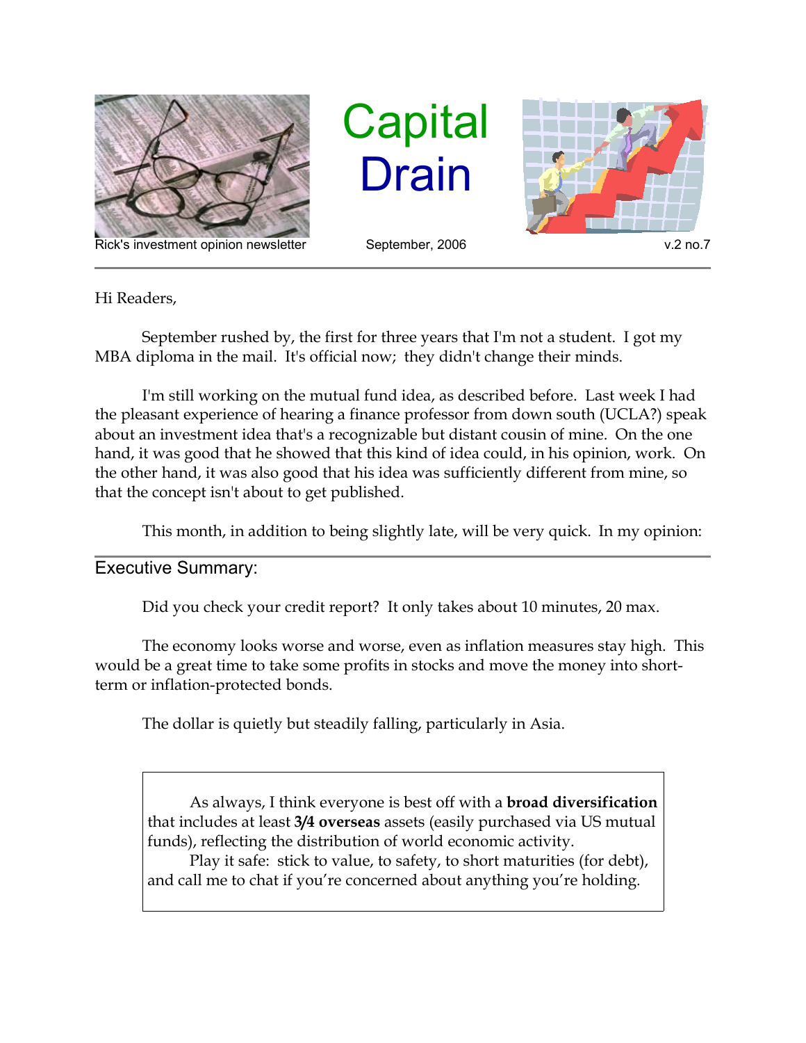# Capital Drain

Rick's investment opinion newsletter

September, 2006

v.2 no.7

Hi Readers,

September rushed by, the first for three years that I'm not a student. I got my MBA diploma in the mail. It's official now; they didn't change their minds.

I'm still working on the mutual fund idea, as described before. Last week I had the pleasant experience of hearing a finance professor from down south (UCLA?) speak about an investment idea that's a recognizable but distant cousin of mine. On the one hand, it was good that he showed that this kind of idea could, in his opinion, work. On the other hand, it was also good that his idea was sufficiently different from mine, so that the concept isn't about to get published.

This month, in addition to being slightly late, will be very quick. In my opinion:

## Executive Summary:

Did you check your credit report? It only takes about 10 minutes, 20 max.

The economy looks worse and worse, even as inflation measures stay high. This would be a great time to take some profits in stocks and move the money into short-term or inflation-protected bonds.

The dollar is quietly but steadily falling, particularly in Asia.

> As always, I think everyone is best off with a **broad diversification** that includes at least **3/4 overseas** assets (easily purchased via US mutual funds), reflecting the distribution of world economic activity.
>
> Play it safe: stick to value, to safety, to short maturities (for debt), and call me to chat if you're concerned about anything you're holding.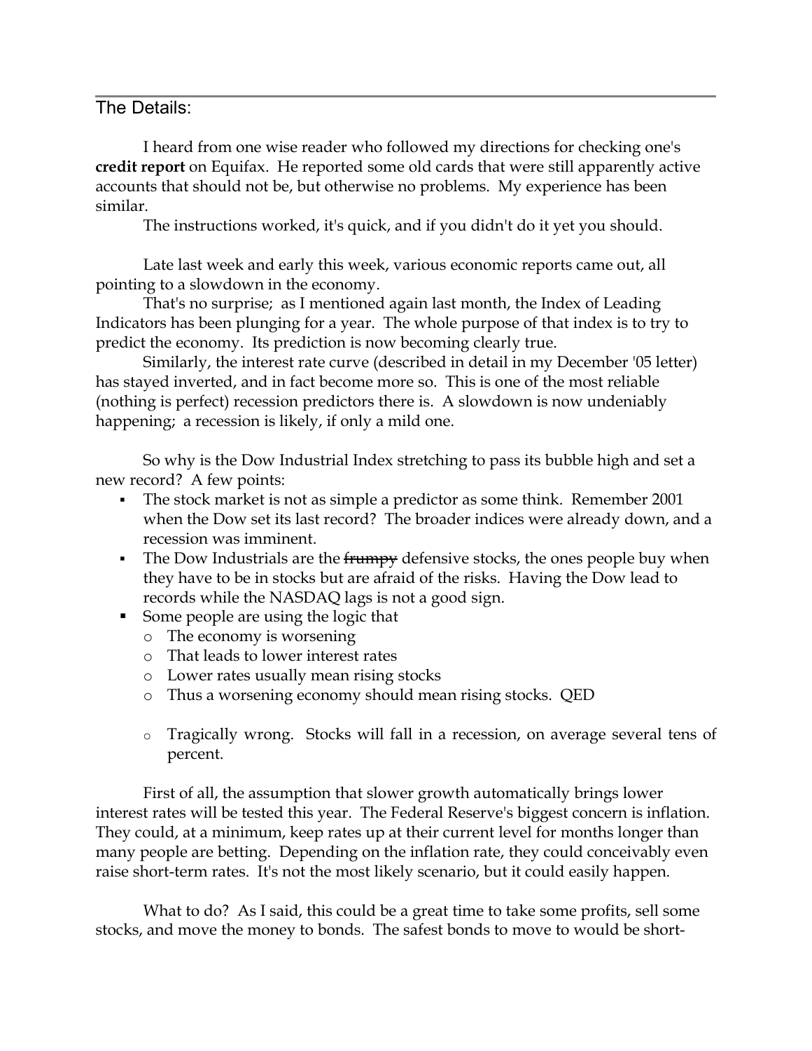## The Details:

I heard from one wise reader who followed my directions for checking one's **credit report** on Equifax. He reported some old cards that were still apparently active accounts that should not be, but otherwise no problems. My experience has been similar.

The instructions worked, it's quick, and if you didn't do it yet you should.

Late last week and early this week, various economic reports came out, all pointing to a slowdown in the economy.

That's no surprise; as I mentioned again last month, the Index of Leading Indicators has been plunging for a year. The whole purpose of that index is to try to predict the economy. Its prediction is now becoming clearly true.

Similarly, the interest rate curve (described in detail in my December '05 letter) has stayed inverted, and in fact become more so. This is one of the most reliable (nothing is perfect) recession predictors there is. A slowdown is now undeniably happening; a recession is likely, if only a mild one.

So why is the Dow Industrial Index stretching to pass its bubble high and set a new record? A few points:

- The stock market is not as simple a predictor as some think. Remember 2001 when the Dow set its last record? The broader indices were already down, and a recession was imminent.
- The Dow Industrials are the ~~frumpy~~ defensive stocks, the ones people buy when they have to be in stocks but are afraid of the risks. Having the Dow lead to records while the NASDAQ lags is not a good sign.
- Some people are using the logic that
  - The economy is worsening
  - That leads to lower interest rates
  - Lower rates usually mean rising stocks
  - Thus a worsening economy should mean rising stocks. QED

  - Tragically wrong. Stocks will fall in a recession, on average several tens of percent.

First of all, the assumption that slower growth automatically brings lower interest rates will be tested this year. The Federal Reserve's biggest concern is inflation. They could, at a minimum, keep rates up at their current level for months longer than many people are betting. Depending on the inflation rate, they could conceivably even raise short-term rates. It's not the most likely scenario, but it could easily happen.

What to do? As I said, this could be a great time to take some profits, sell some stocks, and move the money to bonds. The safest bonds to move to would be short-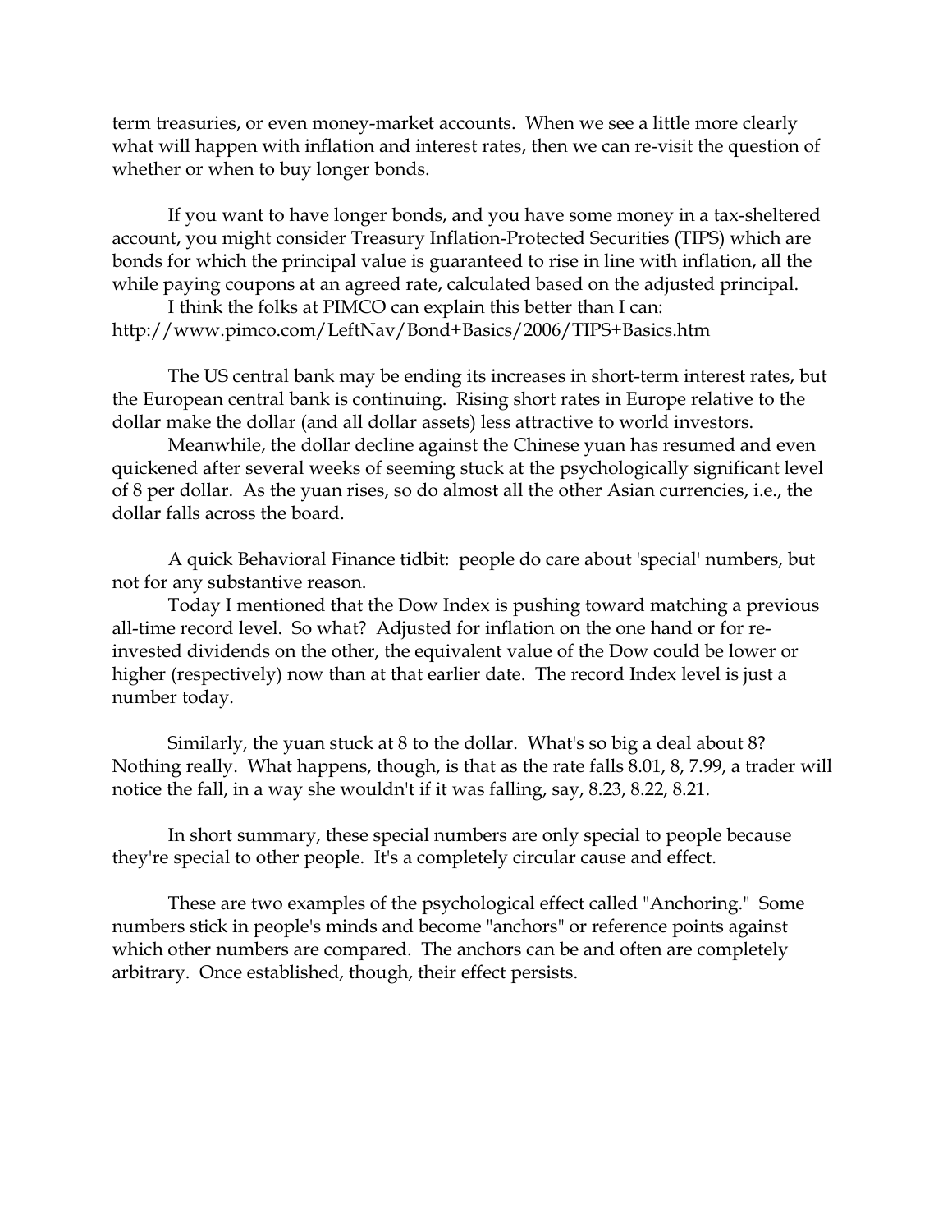term treasuries, or even money-market accounts. When we see a little more clearly what will happen with inflation and interest rates, then we can re-visit the question of whether or when to buy longer bonds.

If you want to have longer bonds, and you have some money in a tax-sheltered account, you might consider Treasury Inflation-Protected Securities (TIPS) which are bonds for which the principal value is guaranteed to rise in line with inflation, all the while paying coupons at an agreed rate, calculated based on the adjusted principal.

I think the folks at PIMCO can explain this better than I can:
http://www.pimco.com/LeftNav/Bond+Basics/2006/TIPS+Basics.htm

The US central bank may be ending its increases in short-term interest rates, but the European central bank is continuing. Rising short rates in Europe relative to the dollar make the dollar (and all dollar assets) less attractive to world investors.

Meanwhile, the dollar decline against the Chinese yuan has resumed and even quickened after several weeks of seeming stuck at the psychologically significant level of 8 per dollar. As the yuan rises, so do almost all the other Asian currencies, i.e., the dollar falls across the board.

A quick Behavioral Finance tidbit: people do care about 'special' numbers, but not for any substantive reason.

Today I mentioned that the Dow Index is pushing toward matching a previous all-time record level. So what? Adjusted for inflation on the one hand or for re-invested dividends on the other, the equivalent value of the Dow could be lower or higher (respectively) now than at that earlier date. The record Index level is just a number today.

Similarly, the yuan stuck at 8 to the dollar. What's so big a deal about 8? Nothing really. What happens, though, is that as the rate falls 8.01, 8, 7.99, a trader will notice the fall, in a way she wouldn't if it was falling, say, 8.23, 8.22, 8.21.

In short summary, these special numbers are only special to people because they're special to other people. It's a completely circular cause and effect.

These are two examples of the psychological effect called "Anchoring." Some numbers stick in people's minds and become "anchors" or reference points against which other numbers are compared. The anchors can be and often are completely arbitrary. Once established, though, their effect persists.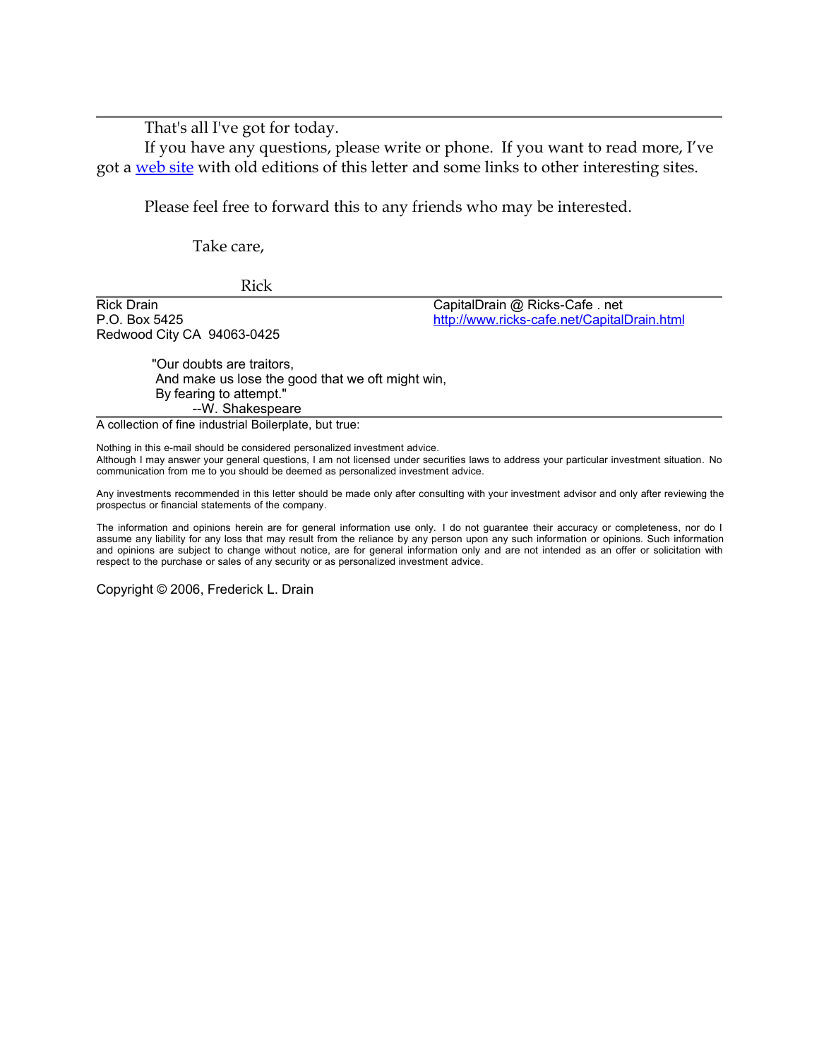---

That's all I've got for today.

If you have any questions, please write or phone. If you want to read more, I've got a [web site](http://www.ricks-cafe.net/CapitalDrain.html) with old editions of this letter and some links to other interesting sites.

Please feel free to forward this to any friends who may be interested.

Take care,

Rick

---

Rick Drain
P.O. Box 5425
Redwood City CA 94063-0425

CapitalDrain @ Ricks-Cafe . net
[http://www.ricks-cafe.net/CapitalDrain.html](http://www.ricks-cafe.net/CapitalDrain.html)

"Our doubts are traitors,
And make us lose the good that we oft might win,
By fearing to attempt."
--W. Shakespeare

---

A collection of fine industrial Boilerplate, but true:

Nothing in this e-mail should be considered personalized investment advice.
Although I may answer your general questions, I am not licensed under securities laws to address your particular investment situation. No communication from me to you should be deemed as personalized investment advice.

Any investments recommended in this letter should be made only after consulting with your investment advisor and only after reviewing the prospectus or financial statements of the company.

The information and opinions herein are for general information use only. I do not guarantee their accuracy or completeness, nor do I assume any liability for any loss that may result from the reliance by any person upon any such information or opinions. Such information and opinions are subject to change without notice, are for general information only and are not intended as an offer or solicitation with respect to the purchase or sales of any security or as personalized investment advice.

Copyright © 2006, Frederick L. Drain